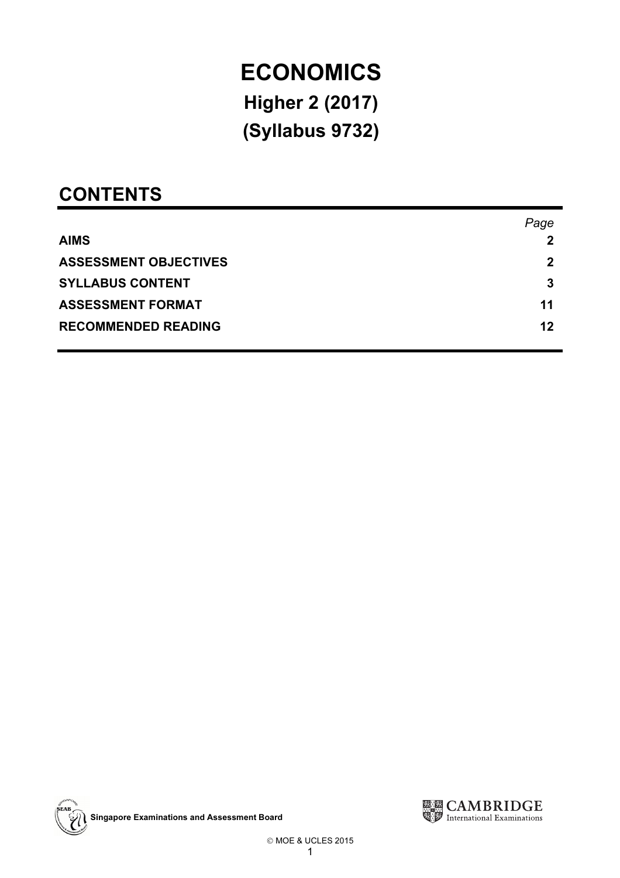# ECONOMICS

## Higher 2 (2017)

## (Syllabus 9732)

## CONTENTS

| | Page |
|---|---|
| **AIMS** | **2** |
| **ASSESSMENT OBJECTIVES** | **2** |
| **SYLLABUS CONTENT** | **3** |
| **ASSESSMENT FORMAT** | **11** |
| **RECOMMENDED READING** | **12** |

**Singapore Examinations and Assessment Board**

CAMBRIDGE International Examinations

© MOE & UCLES 2015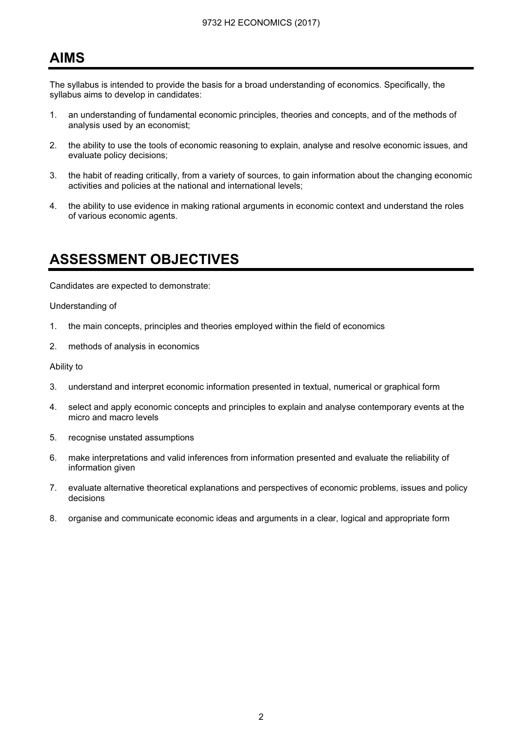## AIMS

The syllabus is intended to provide the basis for a broad understanding of economics. Specifically, the syllabus aims to develop in candidates:

1. an understanding of fundamental economic principles, theories and concepts, and of the methods of analysis used by an economist;
2. the ability to use the tools of economic reasoning to explain, analyse and resolve economic issues, and evaluate policy decisions;
3. the habit of reading critically, from a variety of sources, to gain information about the changing economic activities and policies at the national and international levels;
4. the ability to use evidence in making rational arguments in economic context and understand the roles of various economic agents.

## ASSESSMENT OBJECTIVES

Candidates are expected to demonstrate:

Understanding of

1. the main concepts, principles and theories employed within the field of economics
2. methods of analysis in economics

Ability to

3. understand and interpret economic information presented in textual, numerical or graphical form
4. select and apply economic concepts and principles to explain and analyse contemporary events at the micro and macro levels
5. recognise unstated assumptions
6. make interpretations and valid inferences from information presented and evaluate the reliability of information given
7. evaluate alternative theoretical explanations and perspectives of economic problems, issues and policy decisions
8. organise and communicate economic ideas and arguments in a clear, logical and appropriate form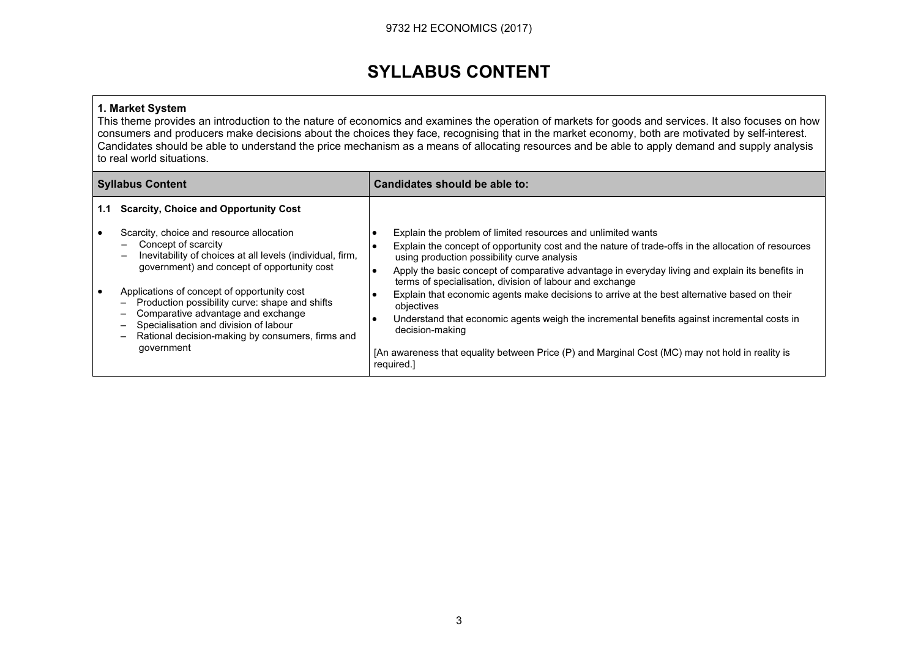# SYLLABUS CONTENT

**1. Market System**

This theme provides an introduction to the nature of economics and examines the operation of markets for goods and services. It also focuses on how consumers and producers make decisions about the choices they face, recognising that in the market economy, both are motivated by self-interest. Candidates should be able to understand the price mechanism as a means of allocating resources and be able to apply demand and supply analysis to real world situations.

| Syllabus Content | Candidates should be able to: |
|---|---|
| **1.1 Scarcity, Choice and Opportunity Cost**<br><br>• Scarcity, choice and resource allocation<br>– Concept of scarcity<br>– Inevitability of choices at all levels (individual, firm, government) and concept of opportunity cost<br><br>• Applications of concept of opportunity cost<br>– Production possibility curve: shape and shifts<br>– Comparative advantage and exchange<br>– Specialisation and division of labour<br>– Rational decision-making by consumers, firms and government | • Explain the problem of limited resources and unlimited wants<br>• Explain the concept of opportunity cost and the nature of trade-offs in the allocation of resources using production possibility curve analysis<br>• Apply the basic concept of comparative advantage in everyday living and explain its benefits in terms of specialisation, division of labour and exchange<br>• Explain that economic agents make decisions to arrive at the best alternative based on their objectives<br>• Understand that economic agents weigh the incremental benefits against incremental costs in decision-making<br><br>[An awareness that equality between Price (P) and Marginal Cost (MC) may not hold in reality is required.] |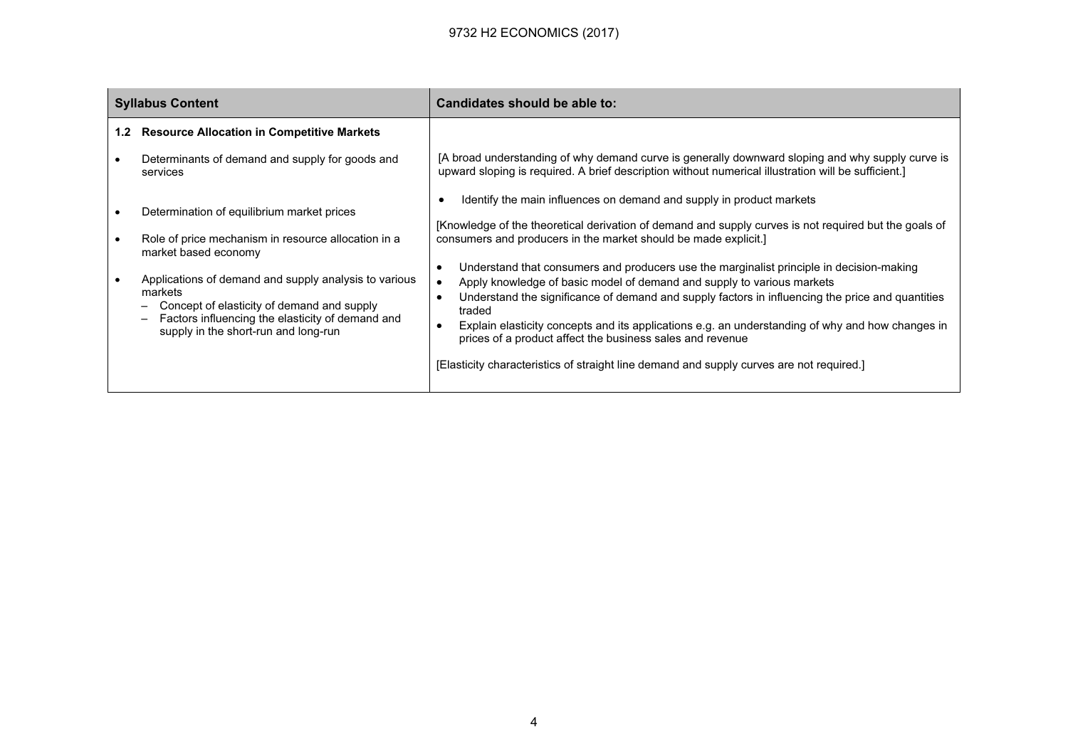| Syllabus Content | Candidates should be able to: |
|---|---|
| **1.2 Resource Allocation in Competitive Markets**<br><br>• Determinants of demand and supply for goods and services<br><br>• Determination of equilibrium market prices<br><br>• Role of price mechanism in resource allocation in a market based economy<br><br>• Applications of demand and supply analysis to various markets<br>– Concept of elasticity of demand and supply<br>– Factors influencing the elasticity of demand and supply in the short-run and long-run | [A broad understanding of why demand curve is generally downward sloping and why supply curve is upward sloping is required. A brief description without numerical illustration will be sufficient.]<br><br>• Identify the main influences on demand and supply in product markets<br><br>[Knowledge of the theoretical derivation of demand and supply curves is not required but the goals of consumers and producers in the market should be made explicit.]<br><br>• Understand that consumers and producers use the marginalist principle in decision-making<br>• Apply knowledge of basic model of demand and supply to various markets<br>• Understand the significance of demand and supply factors in influencing the price and quantities traded<br>• Explain elasticity concepts and its applications e.g. an understanding of why and how changes in prices of a product affect the business sales and revenue<br><br>[Elasticity characteristics of straight line demand and supply curves are not required.] |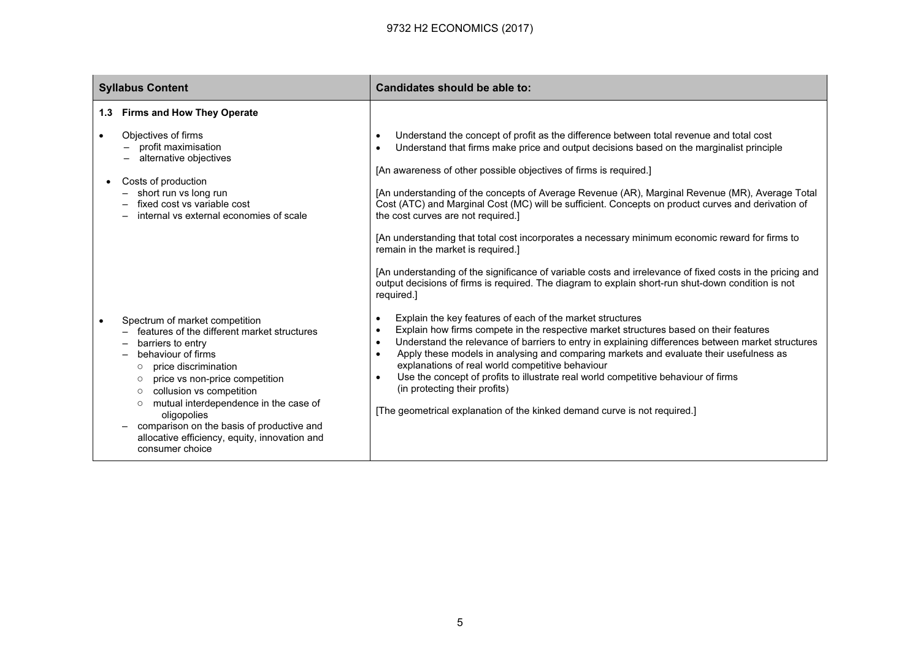| Syllabus Content | Candidates should be able to: |
|---|---|
| **1.3 Firms and How They Operate** | |
| • Objectives of firms<br>– profit maximisation<br>– alternative objectives<br><br>• Costs of production<br>– short run vs long run<br>– fixed cost vs variable cost<br>– internal vs external economies of scale | • Understand the concept of profit as the difference between total revenue and total cost<br>• Understand that firms make price and output decisions based on the marginalist principle<br><br>[An awareness of other possible objectives of firms is required.]<br><br>[An understanding of the concepts of Average Revenue (AR), Marginal Revenue (MR), Average Total Cost (ATC) and Marginal Cost (MC) will be sufficient. Concepts on product curves and derivation of the cost curves are not required.]<br><br>[An understanding that total cost incorporates a necessary minimum economic reward for firms to remain in the market is required.]<br><br>[An understanding of the significance of variable costs and irrelevance of fixed costs in the pricing and output decisions of firms is required. The diagram to explain short-run shut-down condition is not required.] |
| • Spectrum of market competition<br>– features of the different market structures<br>– barriers to entry<br>– behaviour of firms<br>○ price discrimination<br>○ price vs non-price competition<br>○ collusion vs competition<br>○ mutual interdependence in the case of oligopolies<br>– comparison on the basis of productive and allocative efficiency, equity, innovation and consumer choice | • Explain the key features of each of the market structures<br>• Explain how firms compete in the respective market structures based on their features<br>• Understand the relevance of barriers to entry in explaining differences between market structures<br>• Apply these models in analysing and comparing markets and evaluate their usefulness as explanations of real world competitive behaviour<br>• Use the concept of profits to illustrate real world competitive behaviour of firms (in protecting their profits)<br><br>[The geometrical explanation of the kinked demand curve is not required.] |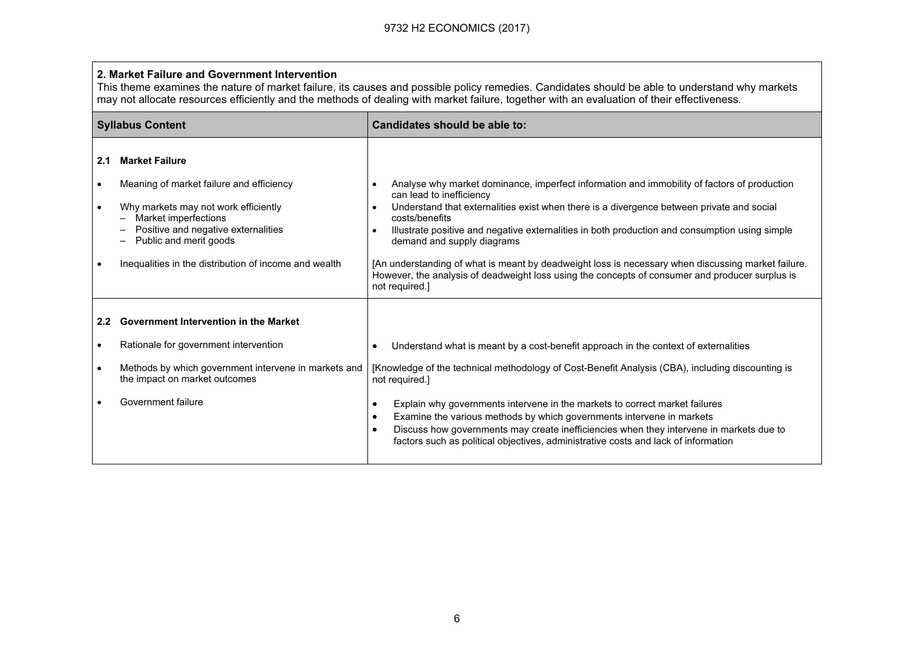## 2. Market Failure and Government Intervention

This theme examines the nature of market failure, its causes and possible policy remedies. Candidates should be able to understand why markets may not allocate resources efficiently and the methods of dealing with market failure, together with an evaluation of their effectiveness.

| Syllabus Content | Candidates should be able to: |
|---|---|
| **2.1 Market Failure**<br><br>• Meaning of market failure and efficiency<br><br>• Why markets may not work efficiently<br>– Market imperfections<br>– Positive and negative externalities<br>– Public and merit goods<br><br>• Inequalities in the distribution of income and wealth | • Analyse why market dominance, imperfect information and immobility of factors of production can lead to inefficiency<br>• Understand that externalities exist when there is a divergence between private and social costs/benefits<br>• Illustrate positive and negative externalities in both production and consumption using simple demand and supply diagrams<br><br>[An understanding of what is meant by deadweight loss is necessary when discussing market failure. However, the analysis of deadweight loss using the concepts of consumer and producer surplus is not required.] |
| **2.2 Government Intervention in the Market**<br><br>• Rationale for government intervention<br><br>• Methods by which government intervene in markets and the impact on market outcomes<br><br>• Government failure | • Understand what is meant by a cost-benefit approach in the context of externalities<br><br>[Knowledge of the technical methodology of Cost-Benefit Analysis (CBA), including discounting is not required.]<br><br>• Explain why governments intervene in the markets to correct market failures<br>• Examine the various methods by which governments intervene in markets<br>• Discuss how governments may create inefficiencies when they intervene in markets due to factors such as political objectives, administrative costs and lack of information |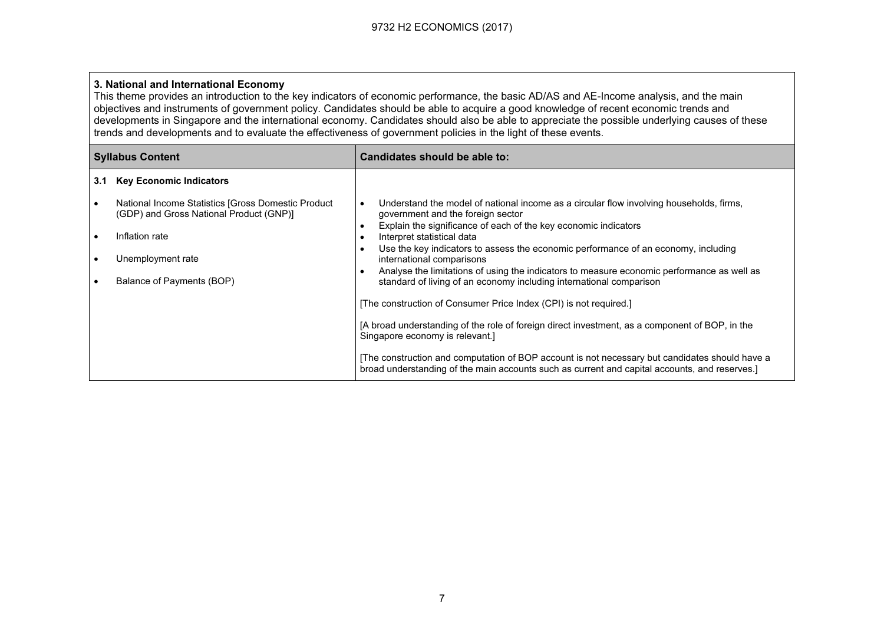**3. National and International Economy**

This theme provides an introduction to the key indicators of economic performance, the basic AD/AS and AE-Income analysis, and the main objectives and instruments of government policy. Candidates should be able to acquire a good knowledge of recent economic trends and developments in Singapore and the international economy. Candidates should also be able to appreciate the possible underlying causes of these trends and developments and to evaluate the effectiveness of government policies in the light of these events.

| Syllabus Content | Candidates should be able to: |
|---|---|
| **3.1 Key Economic Indicators**<br><br>• National Income Statistics [Gross Domestic Product (GDP) and Gross National Product (GNP)]<br><br>• Inflation rate<br><br>• Unemployment rate<br><br>• Balance of Payments (BOP) | • Understand the model of national income as a circular flow involving households, firms, government and the foreign sector<br>• Explain the significance of each of the key economic indicators<br>• Interpret statistical data<br>• Use the key indicators to assess the economic performance of an economy, including international comparisons<br>• Analyse the limitations of using the indicators to measure economic performance as well as standard of living of an economy including international comparison<br><br>[The construction of Consumer Price Index (CPI) is not required.]<br><br>[A broad understanding of the role of foreign direct investment, as a component of BOP, in the Singapore economy is relevant.]<br><br>[The construction and computation of BOP account is not necessary but candidates should have a broad understanding of the main accounts such as current and capital accounts, and reserves.] |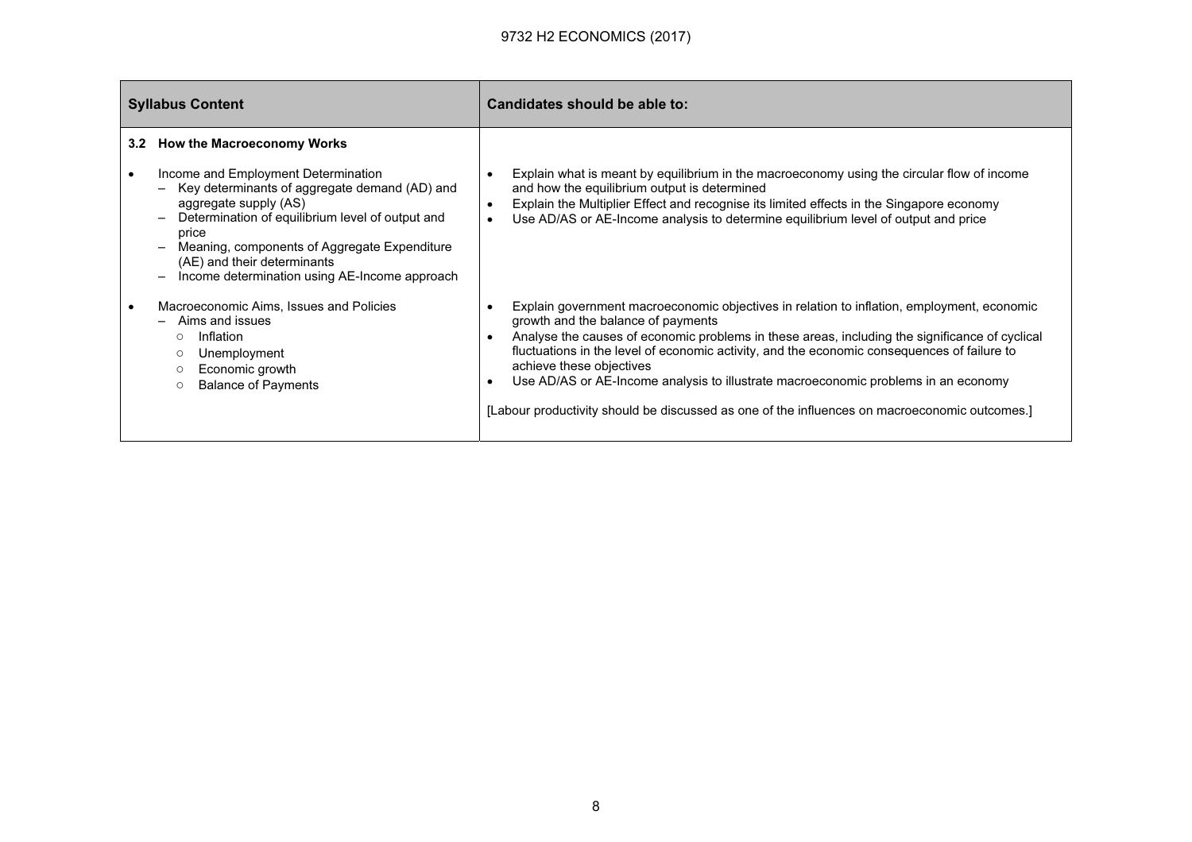| Syllabus Content | Candidates should be able to: |
| --- | --- |
| **3.2 How the Macroeconomy Works** | |
| • Income and Employment Determination<br>– Key determinants of aggregate demand (AD) and aggregate supply (AS)<br>– Determination of equilibrium level of output and price<br>– Meaning, components of Aggregate Expenditure (AE) and their determinants<br>– Income determination using AE-Income approach | • Explain what is meant by equilibrium in the macroeconomy using the circular flow of income and how the equilibrium output is determined<br>• Explain the Multiplier Effect and recognise its limited effects in the Singapore economy<br>• Use AD/AS or AE-Income analysis to determine equilibrium level of output and price |
| • Macroeconomic Aims, Issues and Policies<br>– Aims and issues<br>○ Inflation<br>○ Unemployment<br>○ Economic growth<br>○ Balance of Payments | • Explain government macroeconomic objectives in relation to inflation, employment, economic growth and the balance of payments<br>• Analyse the causes of economic problems in these areas, including the significance of cyclical fluctuations in the level of economic activity, and the economic consequences of failure to achieve these objectives<br>• Use AD/AS or AE-Income analysis to illustrate macroeconomic problems in an economy<br><br>[Labour productivity should be discussed as one of the influences on macroeconomic outcomes.] |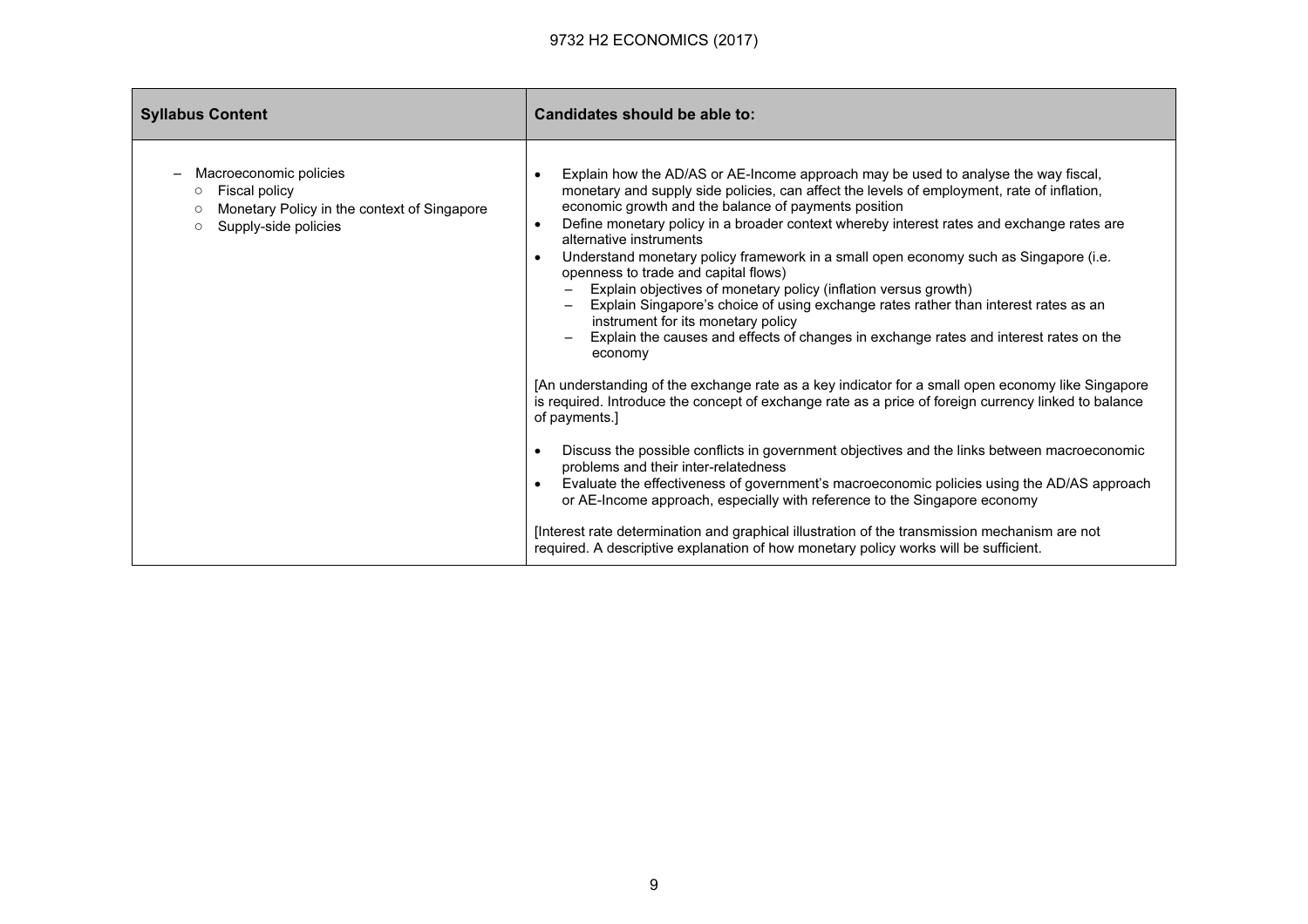| Syllabus Content | Candidates should be able to: |
| --- | --- |
| – Macroeconomic policies<br>○ Fiscal policy<br>○ Monetary Policy in the context of Singapore<br>○ Supply-side policies | • Explain how the AD/AS or AE-Income approach may be used to analyse the way fiscal, monetary and supply side policies, can affect the levels of employment, rate of inflation, economic growth and the balance of payments position<br>• Define monetary policy in a broader context whereby interest rates and exchange rates are alternative instruments<br>• Understand monetary policy framework in a small open economy such as Singapore (i.e. openness to trade and capital flows)<br>– Explain objectives of monetary policy (inflation versus growth)<br>– Explain Singapore's choice of using exchange rates rather than interest rates as an instrument for its monetary policy<br>– Explain the causes and effects of changes in exchange rates and interest rates on the economy<br><br>[An understanding of the exchange rate as a key indicator for a small open economy like Singapore is required. Introduce the concept of exchange rate as a price of foreign currency linked to balance of payments.]<br><br>• Discuss the possible conflicts in government objectives and the links between macroeconomic problems and their inter-relatedness<br>• Evaluate the effectiveness of government's macroeconomic policies using the AD/AS approach or AE-Income approach, especially with reference to the Singapore economy<br><br>[Interest rate determination and graphical illustration of the transmission mechanism are not required. A descriptive explanation of how monetary policy works will be sufficient. |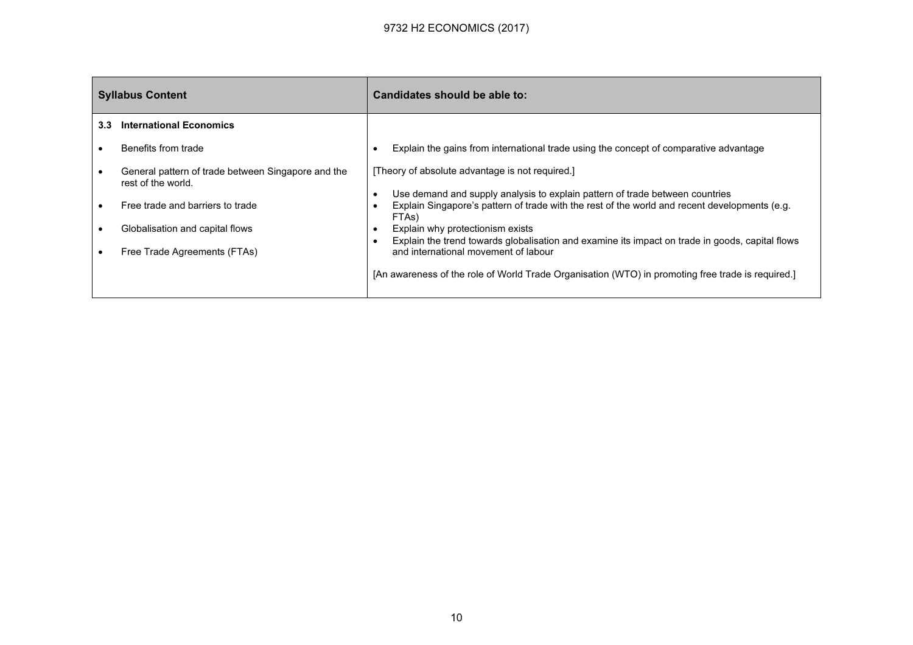| Syllabus Content | Candidates should be able to: |
|---|---|
| **3.3 International Economics** | |
| • Benefits from trade<br>• General pattern of trade between Singapore and the rest of the world.<br>• Free trade and barriers to trade<br>• Globalisation and capital flows<br>• Free Trade Agreements (FTAs) | • Explain the gains from international trade using the concept of comparative advantage<br><br>[Theory of absolute advantage is not required.]<br><br>• Use demand and supply analysis to explain pattern of trade between countries<br>• Explain Singapore's pattern of trade with the rest of the world and recent developments (e.g. FTAs)<br>• Explain why protectionism exists<br>• Explain the trend towards globalisation and examine its impact on trade in goods, capital flows and international movement of labour<br><br>[An awareness of the role of World Trade Organisation (WTO) in promoting free trade is required.] |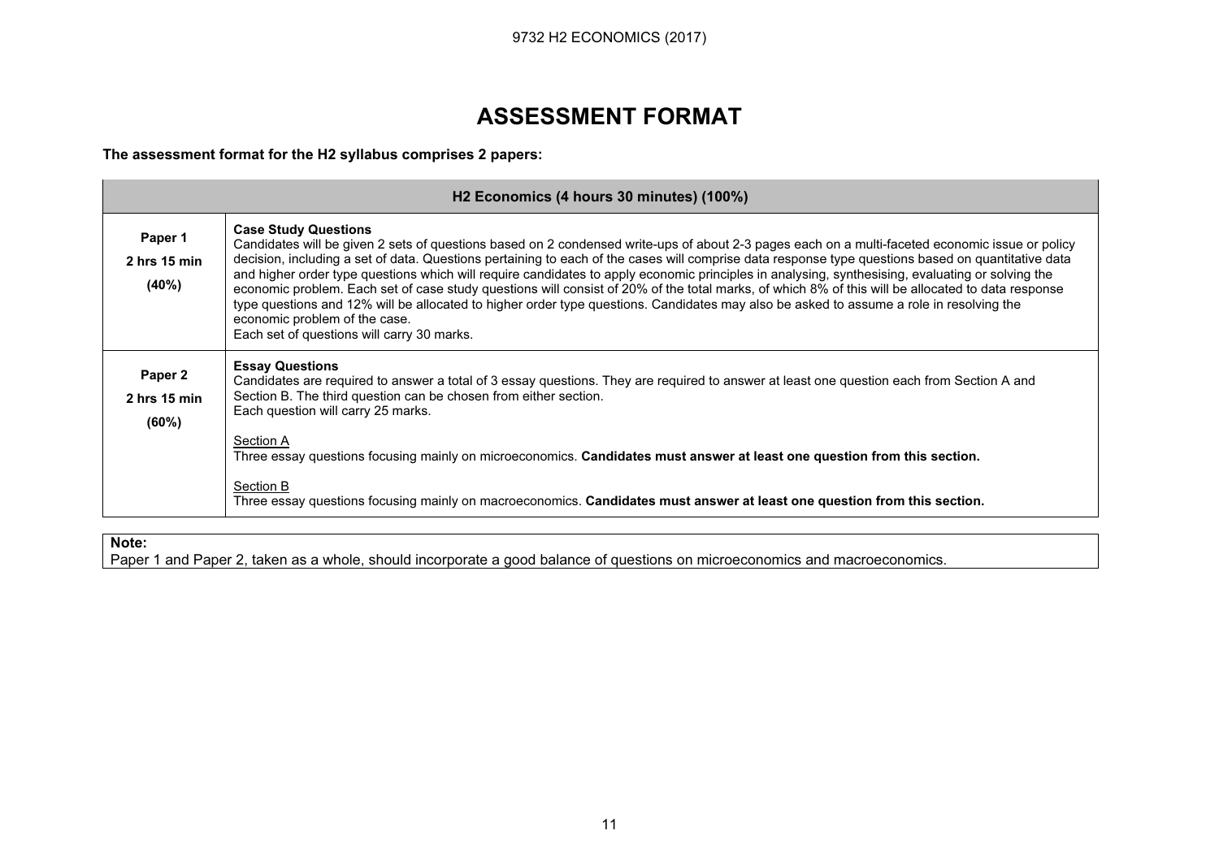# ASSESSMENT FORMAT

**The assessment format for the H2 syllabus comprises 2 papers:**

| **H2 Economics (4 hours 30 minutes) (100%)** | |
|---|---|
| **Paper 1**<br>**2 hrs 15 min**<br>**(40%)** | **Case Study Questions**<br>Candidates will be given 2 sets of questions based on 2 condensed write-ups of about 2-3 pages each on a multi-faceted economic issue or policy decision, including a set of data. Questions pertaining to each of the cases will comprise data response type questions based on quantitative data and higher order type questions which will require candidates to apply economic principles in analysing, synthesising, evaluating or solving the economic problem. Each set of case study questions will consist of 20% of the total marks, of which 8% of this will be allocated to data response type questions and 12% will be allocated to higher order type questions. Candidates may also be asked to assume a role in resolving the economic problem of the case.<br>Each set of questions will carry 30 marks. |
| **Paper 2**<br>**2 hrs 15 min**<br>**(60%)** | **Essay Questions**<br>Candidates are required to answer a total of 3 essay questions. They are required to answer at least one question each from Section A and Section B. The third question can be chosen from either section.<br>Each question will carry 25 marks.<br><br><u>Section A</u><br>Three essay questions focusing mainly on microeconomics. **Candidates must answer at least one question from this section.**<br><br><u>Section B</u><br>Three essay questions focusing mainly on macroeconomics. **Candidates must answer at least one question from this section.** |

**Note:**
Paper 1 and Paper 2, taken as a whole, should incorporate a good balance of questions on microeconomics and macroeconomics.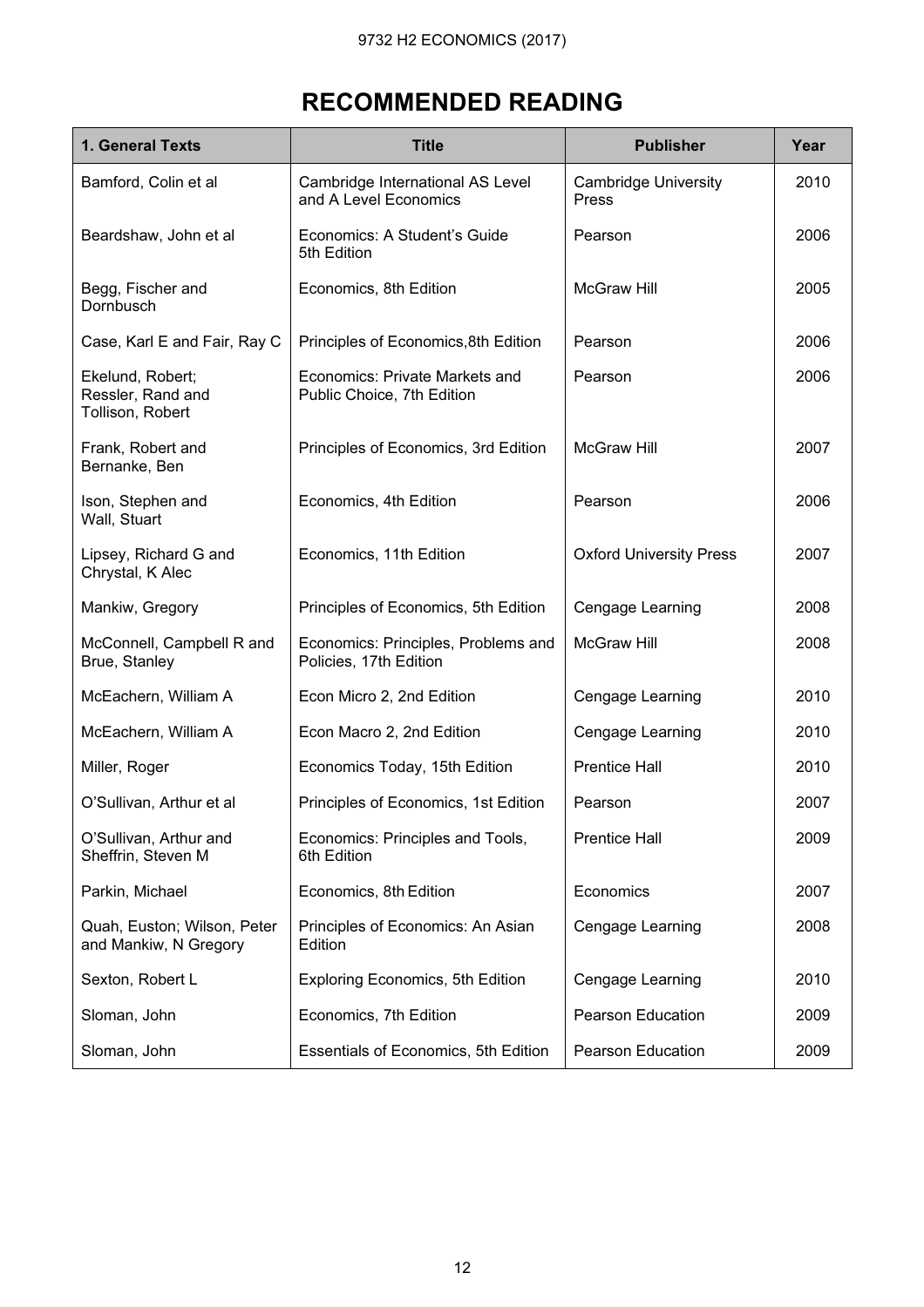# RECOMMENDED READING

| 1. General Texts | Title | Publisher | Year |
|---|---|---|---|
| Bamford, Colin et al | Cambridge International AS Level and A Level Economics | Cambridge University Press | 2010 |
| Beardshaw, John et al | Economics: A Student's Guide 5th Edition | Pearson | 2006 |
| Begg, Fischer and Dornbusch | Economics, 8th Edition | McGraw Hill | 2005 |
| Case, Karl E and Fair, Ray C | Principles of Economics,8th Edition | Pearson | 2006 |
| Ekelund, Robert; Ressler, Rand and Tollison, Robert | Economics: Private Markets and Public Choice, 7th Edition | Pearson | 2006 |
| Frank, Robert and Bernanke, Ben | Principles of Economics, 3rd Edition | McGraw Hill | 2007 |
| Ison, Stephen and Wall, Stuart | Economics, 4th Edition | Pearson | 2006 |
| Lipsey, Richard G and Chrystal, K Alec | Economics, 11th Edition | Oxford University Press | 2007 |
| Mankiw, Gregory | Principles of Economics, 5th Edition | Cengage Learning | 2008 |
| McConnell, Campbell R and Brue, Stanley | Economics: Principles, Problems and Policies, 17th Edition | McGraw Hill | 2008 |
| McEachern, William A | Econ Micro 2, 2nd Edition | Cengage Learning | 2010 |
| McEachern, William A | Econ Macro 2, 2nd Edition | Cengage Learning | 2010 |
| Miller, Roger | Economics Today, 15th Edition | Prentice Hall | 2010 |
| O'Sullivan, Arthur et al | Principles of Economics, 1st Edition | Pearson | 2007 |
| O'Sullivan, Arthur and Sheffrin, Steven M | Economics: Principles and Tools, 6th Edition | Prentice Hall | 2009 |
| Parkin, Michael | Economics, 8th Edition | Economics | 2007 |
| Quah, Euston; Wilson, Peter and Mankiw, N Gregory | Principles of Economics: An Asian Edition | Cengage Learning | 2008 |
| Sexton, Robert L | Exploring Economics, 5th Edition | Cengage Learning | 2010 |
| Sloman, John | Economics, 7th Edition | Pearson Education | 2009 |
| Sloman, John | Essentials of Economics, 5th Edition | Pearson Education | 2009 |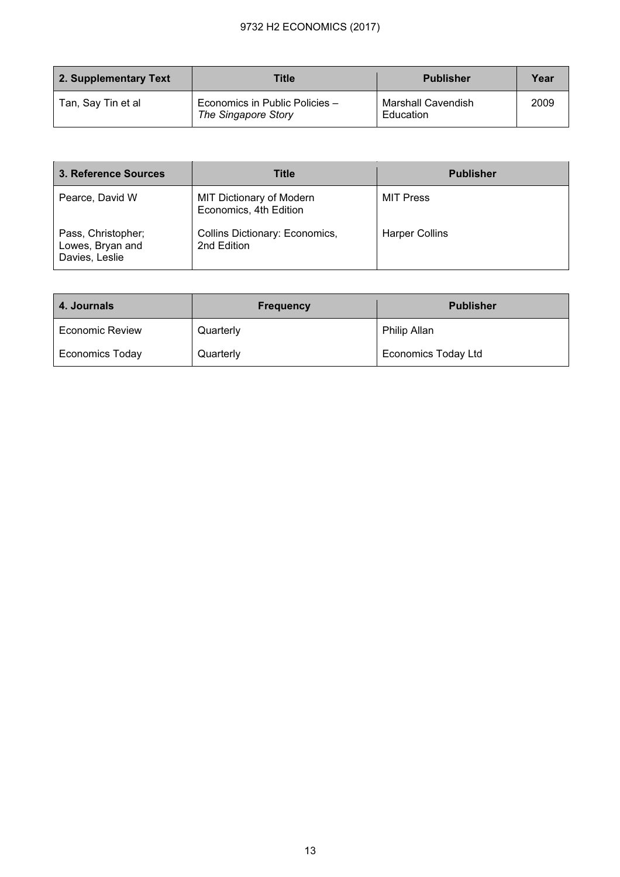| 2. Supplementary Text | Title | Publisher | Year |
|---|---|---|---|
| Tan, Say Tin et al | Economics in Public Policies – *The Singapore Story* | Marshall Cavendish Education | 2009 |

| 3. Reference Sources | Title | Publisher |
|---|---|---|
| Pearce, David W | MIT Dictionary of Modern Economics, 4th Edition | MIT Press |
| Pass, Christopher; Lowes, Bryan and Davies, Leslie | Collins Dictionary: Economics, 2nd Edition | Harper Collins |

| 4. Journals | Frequency | Publisher |
|---|---|---|
| Economic Review | Quarterly | Philip Allan |
| Economics Today | Quarterly | Economics Today Ltd |